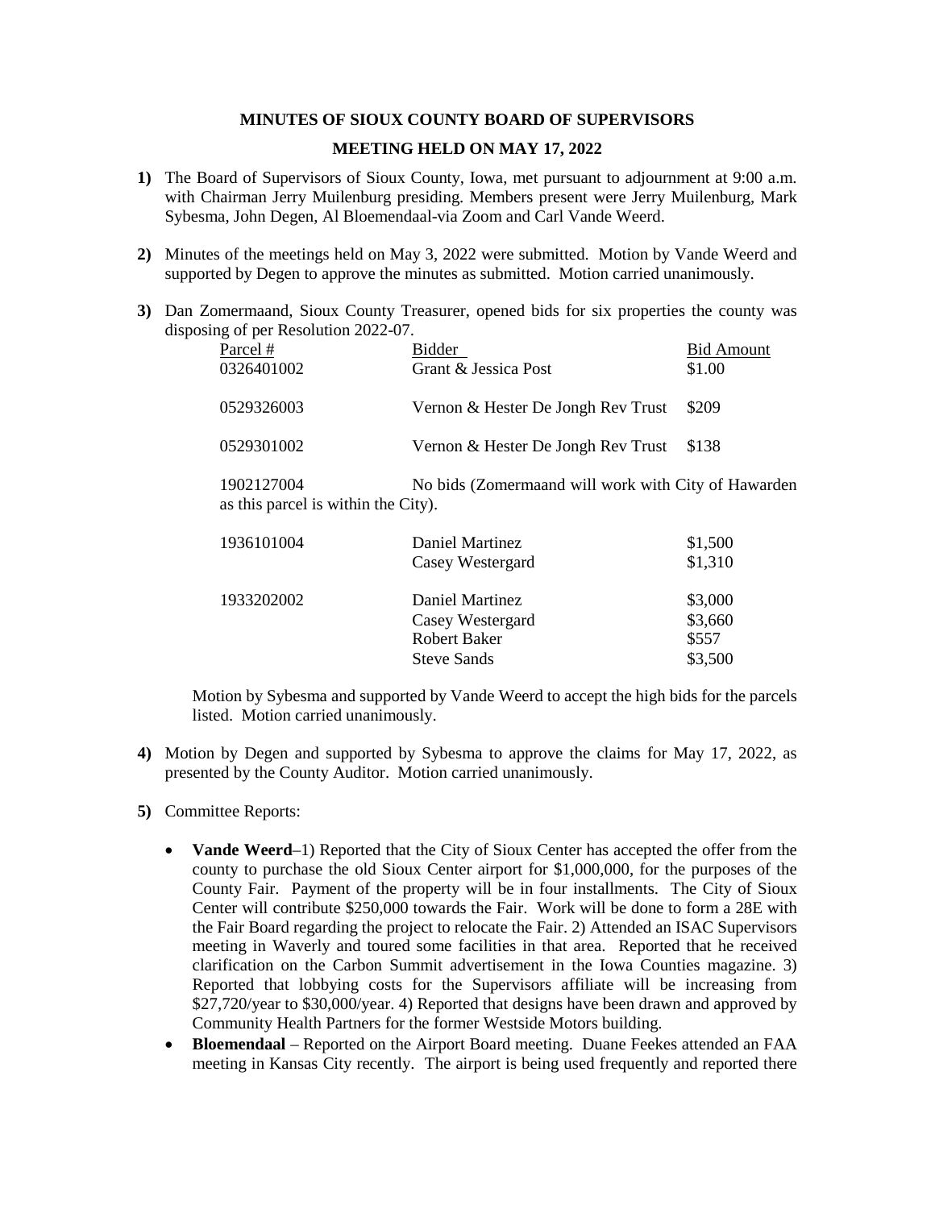**MINUTES OF SIOUX COUNTY BOARD OF SUPERVISORS**

**MEETING HELD ON MAY 17, 2022**

**1)** The Board of Supervisors of Sioux County, Iowa, met pursuant to adjournment at 9:00 a.m. with Chairman Jerry Muilenburg presiding. Members present were Jerry Muilenburg, Mark Sybesma, John Degen, Al Bloemendaal-via Zoom and Carl Vande Weerd.

**2)** Minutes of the meetings held on May 3, 2022 were submitted. Motion by Vande Weerd and supported by Degen to approve the minutes as submitted. Motion carried unanimously.

**3)** Dan Zomermaand, Sioux County Treasurer, opened bids for six properties the county was disposing of per Resolution 2022-07.

| Parcel # | Bidder | Bid Amount |
|---|---|---|
| 0326401002 | Grant & Jessica Post | $1.00 |
| 0529326003 | Vernon & Hester De Jongh Rev Trust | $209 |
| 0529301002 | Vernon & Hester De Jongh Rev Trust | $138 |
| 1902127004 | No bids (Zomermaand will work with City of Hawarden as this parcel is within the City). | |
| 1936101004 | Daniel Martinez | $1,500 |
| | Casey Westergard | $1,310 |
| 1933202002 | Daniel Martinez | $3,000 |
| | Casey Westergard | $3,660 |
| | Robert Baker | $557 |
| | Steve Sands | $3,500 |

Motion by Sybesma and supported by Vande Weerd to accept the high bids for the parcels listed. Motion carried unanimously.

**4)** Motion by Degen and supported by Sybesma to approve the claims for May 17, 2022, as presented by the County Auditor. Motion carried unanimously.

**5)** Committee Reports:

- **Vande Weerd**–1) Reported that the City of Sioux Center has accepted the offer from the county to purchase the old Sioux Center airport for $1,000,000, for the purposes of the County Fair. Payment of the property will be in four installments. The City of Sioux Center will contribute $250,000 towards the Fair. Work will be done to form a 28E with the Fair Board regarding the project to relocate the Fair. 2) Attended an ISAC Supervisors meeting in Waverly and toured some facilities in that area. Reported that he received clarification on the Carbon Summit advertisement in the Iowa Counties magazine. 3) Reported that lobbying costs for the Supervisors affiliate will be increasing from $27,720/year to $30,000/year. 4) Reported that designs have been drawn and approved by Community Health Partners for the former Westside Motors building.
- **Bloemendaal** – Reported on the Airport Board meeting. Duane Feekes attended an FAA meeting in Kansas City recently. The airport is being used frequently and reported there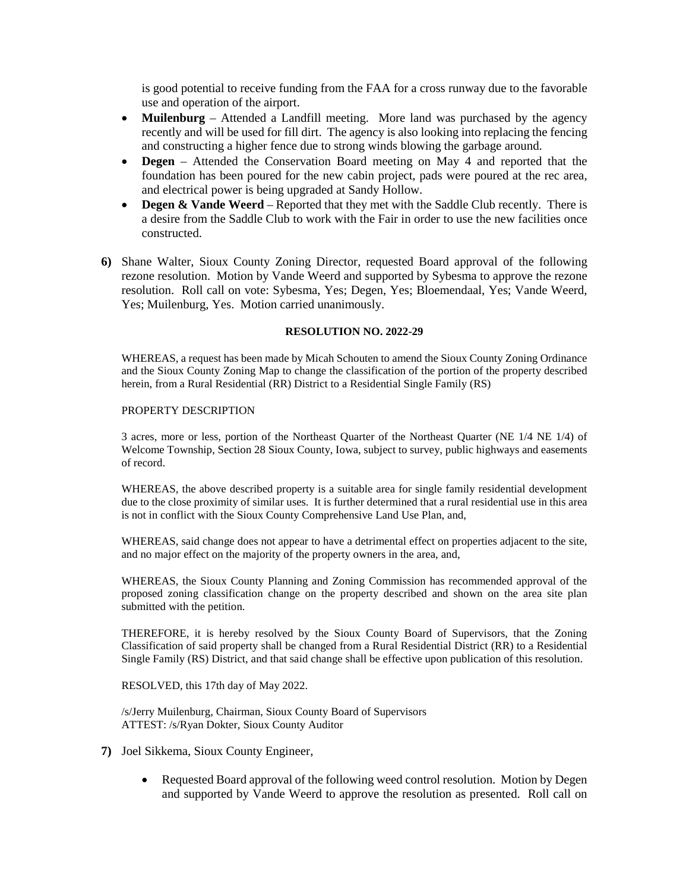is good potential to receive funding from the FAA for a cross runway due to the favorable use and operation of the airport.

- **Muilenburg** – Attended a Landfill meeting. More land was purchased by the agency recently and will be used for fill dirt. The agency is also looking into replacing the fencing and constructing a higher fence due to strong winds blowing the garbage around.
- **Degen** – Attended the Conservation Board meeting on May 4 and reported that the foundation has been poured for the new cabin project, pads were poured at the rec area, and electrical power is being upgraded at Sandy Hollow.
- **Degen & Vande Weerd** – Reported that they met with the Saddle Club recently. There is a desire from the Saddle Club to work with the Fair in order to use the new facilities once constructed.

**6)** Shane Walter, Sioux County Zoning Director, requested Board approval of the following rezone resolution. Motion by Vande Weerd and supported by Sybesma to approve the rezone resolution. Roll call on vote: Sybesma, Yes; Degen, Yes; Bloemendaal, Yes; Vande Weerd, Yes; Muilenburg, Yes. Motion carried unanimously.

**RESOLUTION NO. 2022-29**

WHEREAS, a request has been made by Micah Schouten to amend the Sioux County Zoning Ordinance and the Sioux County Zoning Map to change the classification of the portion of the property described herein, from a Rural Residential (RR) District to a Residential Single Family (RS)

PROPERTY DESCRIPTION

3 acres, more or less, portion of the Northeast Quarter of the Northeast Quarter (NE 1/4 NE 1/4) of Welcome Township, Section 28 Sioux County, Iowa, subject to survey, public highways and easements of record.

WHEREAS, the above described property is a suitable area for single family residential development due to the close proximity of similar uses. It is further determined that a rural residential use in this area is not in conflict with the Sioux County Comprehensive Land Use Plan, and,

WHEREAS, said change does not appear to have a detrimental effect on properties adjacent to the site, and no major effect on the majority of the property owners in the area, and,

WHEREAS, the Sioux County Planning and Zoning Commission has recommended approval of the proposed zoning classification change on the property described and shown on the area site plan submitted with the petition.

THEREFORE, it is hereby resolved by the Sioux County Board of Supervisors, that the Zoning Classification of said property shall be changed from a Rural Residential District (RR) to a Residential Single Family (RS) District, and that said change shall be effective upon publication of this resolution.

RESOLVED, this 17th day of May 2022.

/s/Jerry Muilenburg, Chairman, Sioux County Board of Supervisors
ATTEST: /s/Ryan Dokter, Sioux County Auditor

**7)** Joel Sikkema, Sioux County Engineer,

- Requested Board approval of the following weed control resolution. Motion by Degen and supported by Vande Weerd to approve the resolution as presented. Roll call on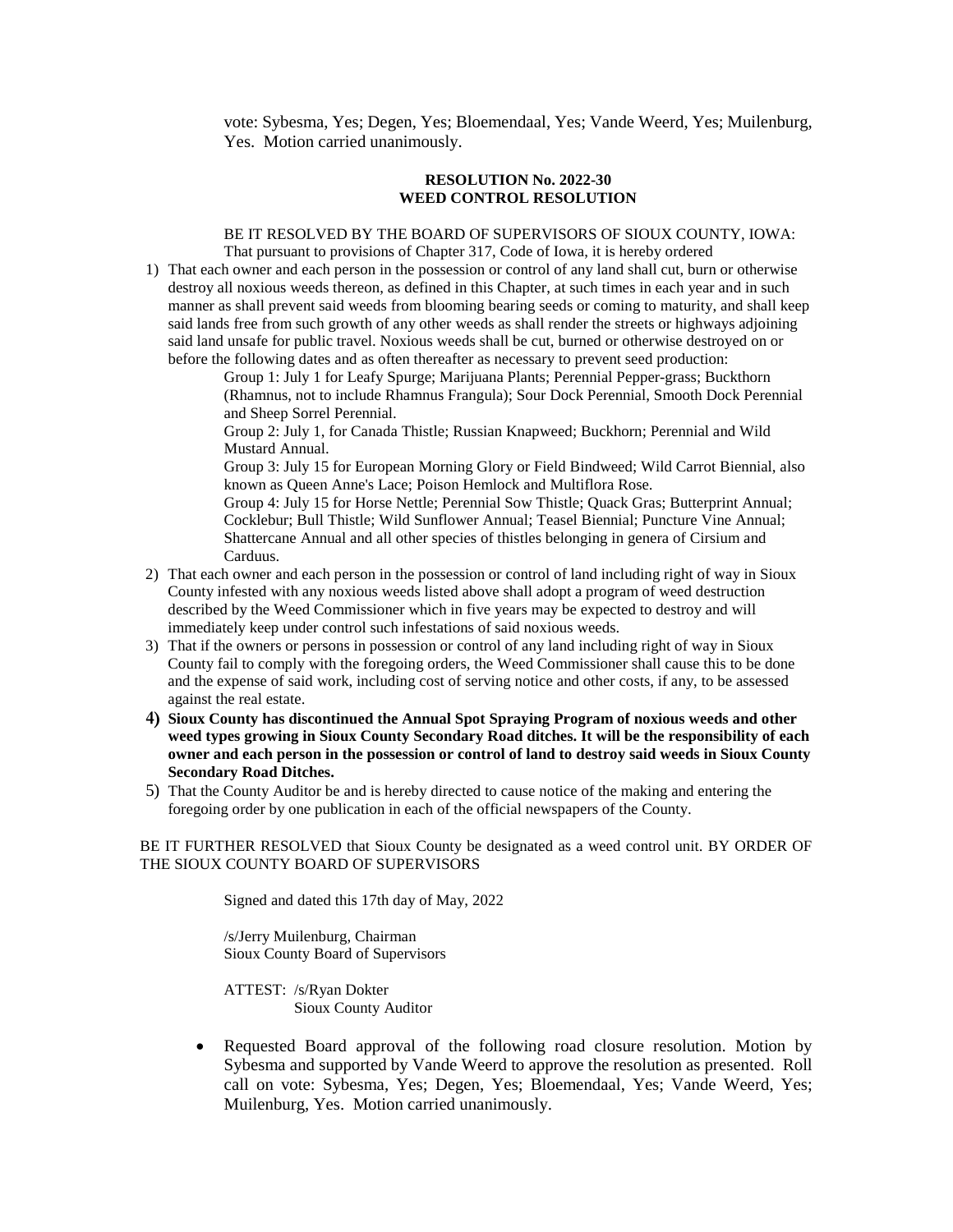vote: Sybesma, Yes; Degen, Yes; Bloemendaal, Yes; Vande Weerd, Yes; Muilenburg, Yes. Motion carried unanimously.

**RESOLUTION No. 2022-30**
**WEED CONTROL RESOLUTION**

BE IT RESOLVED BY THE BOARD OF SUPERVISORS OF SIOUX COUNTY, IOWA:
That pursuant to provisions of Chapter 317, Code of Iowa, it is hereby ordered

1) That each owner and each person in the possession or control of any land shall cut, burn or otherwise destroy all noxious weeds thereon, as defined in this Chapter, at such times in each year and in such manner as shall prevent said weeds from blooming bearing seeds or coming to maturity, and shall keep said lands free from such growth of any other weeds as shall render the streets or highways adjoining said land unsafe for public travel. Noxious weeds shall be cut, burned or otherwise destroyed on or before the following dates and as often thereafter as necessary to prevent seed production:

   Group 1: July 1 for Leafy Spurge; Marijuana Plants; Perennial Pepper-grass; Buckthorn (Rhamnus, not to include Rhamnus Frangula); Sour Dock Perennial, Smooth Dock Perennial and Sheep Sorrel Perennial.

   Group 2: July 1, for Canada Thistle; Russian Knapweed; Buckhorn; Perennial and Wild Mustard Annual.

   Group 3: July 15 for European Morning Glory or Field Bindweed; Wild Carrot Biennial, also known as Queen Anne's Lace; Poison Hemlock and Multiflora Rose.

   Group 4: July 15 for Horse Nettle; Perennial Sow Thistle; Quack Gras; Butterprint Annual; Cocklebur; Bull Thistle; Wild Sunflower Annual; Teasel Biennial; Puncture Vine Annual; Shattercane Annual and all other species of thistles belonging in genera of Cirsium and Carduus.

2) That each owner and each person in the possession or control of land including right of way in Sioux County infested with any noxious weeds listed above shall adopt a program of weed destruction described by the Weed Commissioner which in five years may be expected to destroy and will immediately keep under control such infestations of said noxious weeds.

3) That if the owners or persons in possession or control of any land including right of way in Sioux County fail to comply with the foregoing orders, the Weed Commissioner shall cause this to be done and the expense of said work, including cost of serving notice and other costs, if any, to be assessed against the real estate.

4) **Sioux County has discontinued the Annual Spot Spraying Program of noxious weeds and other weed types growing in Sioux County Secondary Road ditches. It will be the responsibility of each owner and each person in the possession or control of land to destroy said weeds in Sioux County Secondary Road Ditches.**

5) That the County Auditor be and is hereby directed to cause notice of the making and entering the foregoing order by one publication in each of the official newspapers of the County.

BE IT FURTHER RESOLVED that Sioux County be designated as a weed control unit. BY ORDER OF THE SIOUX COUNTY BOARD OF SUPERVISORS

Signed and dated this 17th day of May, 2022

/s/Jerry Muilenburg, Chairman
Sioux County Board of Supervisors

ATTEST: /s/Ryan Dokter
Sioux County Auditor

- Requested Board approval of the following road closure resolution. Motion by Sybesma and supported by Vande Weerd to approve the resolution as presented. Roll call on vote: Sybesma, Yes; Degen, Yes; Bloemendaal, Yes; Vande Weerd, Yes; Muilenburg, Yes. Motion carried unanimously.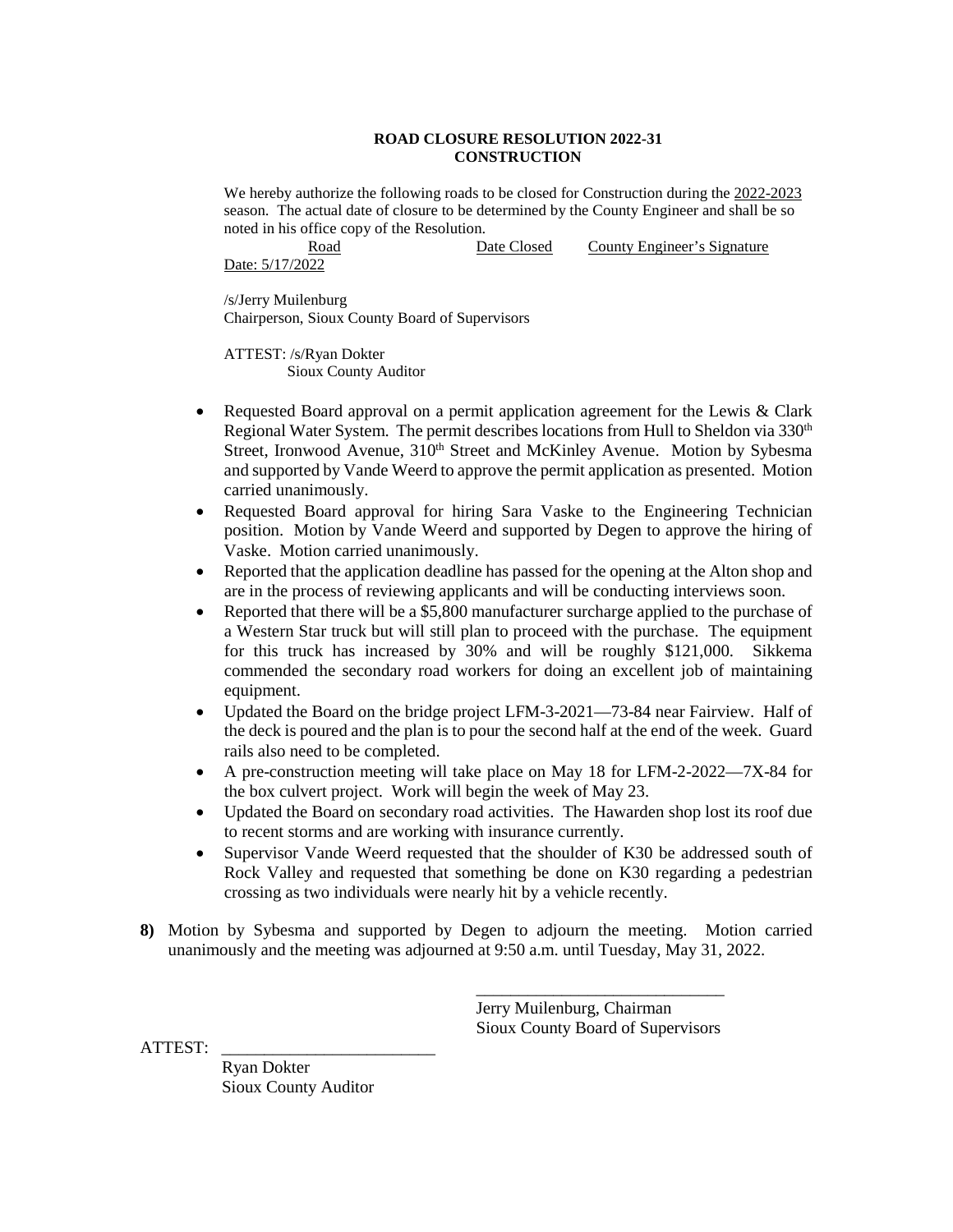**ROAD CLOSURE RESOLUTION 2022-31**
**CONSTRUCTION**

We hereby authorize the following roads to be closed for Construction during the 2022-2023 season. The actual date of closure to be determined by the County Engineer and shall be so noted in his office copy of the Resolution.

| Road | Date Closed | County Engineer's Signature |
|---|---|---|

Date: 5/17/2022

/s/Jerry Muilenburg
Chairperson, Sioux County Board of Supervisors

ATTEST: /s/Ryan Dokter
Sioux County Auditor

- Requested Board approval on a permit application agreement for the Lewis & Clark Regional Water System. The permit describes locations from Hull to Sheldon via 330th Street, Ironwood Avenue, 310th Street and McKinley Avenue. Motion by Sybesma and supported by Vande Weerd to approve the permit application as presented. Motion carried unanimously.
- Requested Board approval for hiring Sara Vaske to the Engineering Technician position. Motion by Vande Weerd and supported by Degen to approve the hiring of Vaske. Motion carried unanimously.
- Reported that the application deadline has passed for the opening at the Alton shop and are in the process of reviewing applicants and will be conducting interviews soon.
- Reported that there will be a $5,800 manufacturer surcharge applied to the purchase of a Western Star truck but will still plan to proceed with the purchase. The equipment for this truck has increased by 30% and will be roughly $121,000. Sikkema commended the secondary road workers for doing an excellent job of maintaining equipment.
- Updated the Board on the bridge project LFM-3-2021—73-84 near Fairview. Half of the deck is poured and the plan is to pour the second half at the end of the week. Guard rails also need to be completed.
- A pre-construction meeting will take place on May 18 for LFM-2-2022—7X-84 for the box culvert project. Work will begin the week of May 23.
- Updated the Board on secondary road activities. The Hawarden shop lost its roof due to recent storms and are working with insurance currently.
- Supervisor Vande Weerd requested that the shoulder of K30 be addressed south of Rock Valley and requested that something be done on K30 regarding a pedestrian crossing as two individuals were nearly hit by a vehicle recently.

**8)** Motion by Sybesma and supported by Degen to adjourn the meeting. Motion carried unanimously and the meeting was adjourned at 9:50 a.m. until Tuesday, May 31, 2022.

\_\_\_\_\_\_\_\_\_\_\_\_\_\_\_\_\_\_\_\_\_\_\_\_\_\_\_\_\_\_
Jerry Muilenburg, Chairman
Sioux County Board of Supervisors

ATTEST: \_\_\_\_\_\_\_\_\_\_\_\_\_\_\_\_\_\_\_\_\_\_\_\_\_
Ryan Dokter
Sioux County Auditor